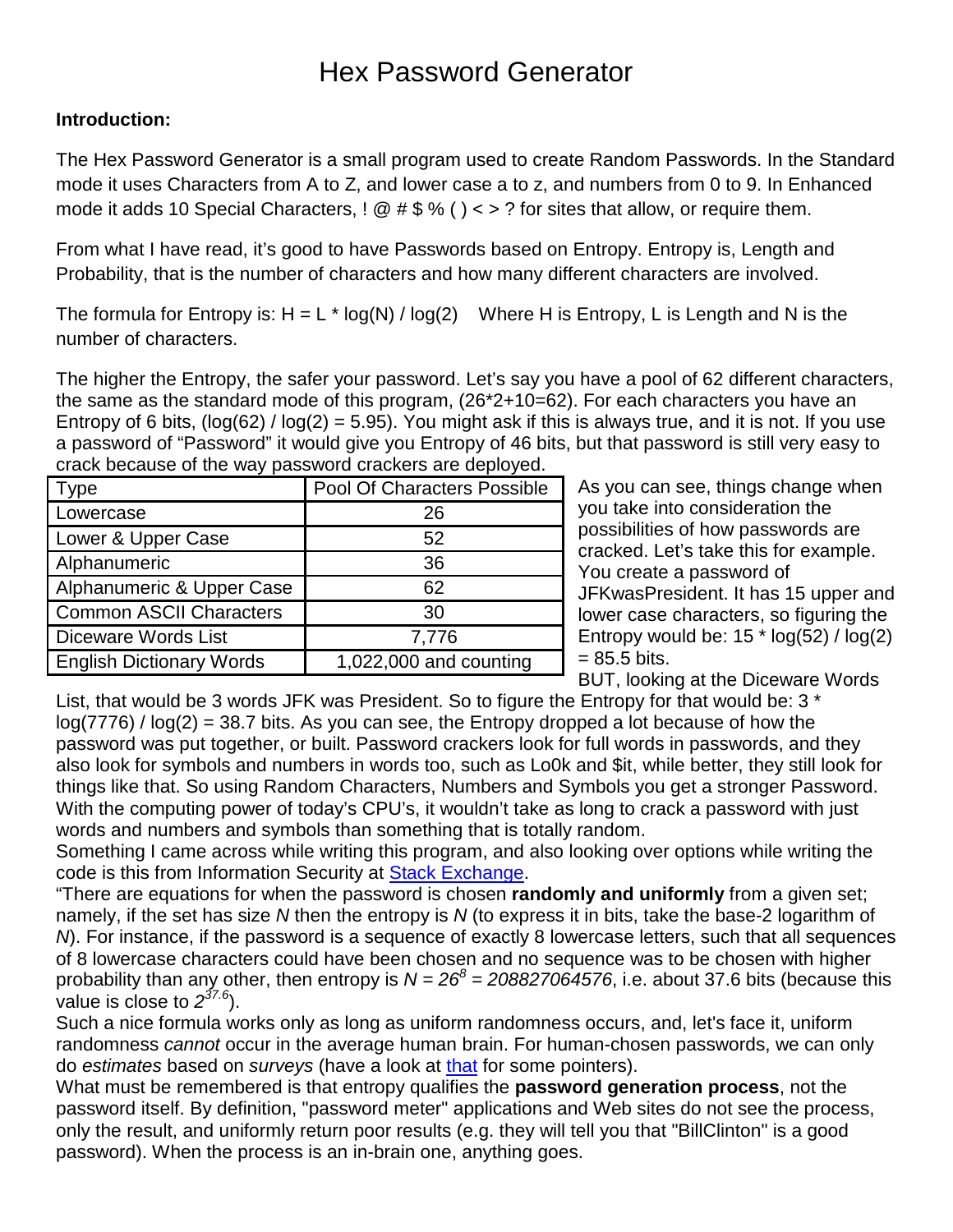# Hex Password Generator

**Introduction:**

The Hex Password Generator is a small program used to create Random Passwords. In the Standard mode it uses Characters from A to Z, and lower case a to z, and numbers from 0 to 9. In Enhanced mode it adds 10 Special Characters, ! @ # $ % ( ) < > ? for sites that allow, or require them.

From what I have read, it's good to have Passwords based on Entropy. Entropy is, Length and Probability, that is the number of characters and how many different characters are involved.

The formula for Entropy is: H = L * log(N) / log(2)   Where H is Entropy, L is Length and N is the number of characters.

The higher the Entropy, the safer your password. Let's say you have a pool of 62 different characters, the same as the standard mode of this program, (26*2+10=62). For each characters you have an Entropy of 6 bits, (log(62) / log(2) = 5.95). You might ask if this is always true, and it is not. If you use a password of "Password" it would give you Entropy of 46 bits, but that password is still very easy to crack because of the way password crackers are deployed.

| Type | Pool Of Characters Possible |
|---|---|
| Lowercase | 26 |
| Lower & Upper Case | 52 |
| Alphanumeric | 36 |
| Alphanumeric & Upper Case | 62 |
| Common ASCII Characters | 30 |
| Diceware Words List | 7,776 |
| English Dictionary Words | 1,022,000 and counting |

As you can see, things change when you take into consideration the possibilities of how passwords are cracked. Let's take this for example. You create a password of JFKwasPresident. It has 15 upper and lower case characters, so figuring the Entropy would be: 15 * log(52) / log(2) = 85.5 bits.

BUT, looking at the Diceware Words List, that would be 3 words JFK was President. So to figure the Entropy for that would be: 3 * log(7776) / log(2) = 38.7 bits. As you can see, the Entropy dropped a lot because of how the password was put together, or built. Password crackers look for full words in passwords, and they also look for symbols and numbers in words too, such as Lo0k and $it, while better, they still look for things like that. So using Random Characters, Numbers and Symbols you get a stronger Password. With the computing power of today's CPU's, it wouldn't take as long to crack a password with just words and numbers and symbols than something that is totally random.

Something I came across while writing this program, and also looking over options while writing the code is this from Information Security at Stack Exchange.

"There are equations for when the password is chosen **randomly and uniformly** from a given set; namely, if the set has size *N* then the entropy is *N* (to express it in bits, take the base-2 logarithm of *N*). For instance, if the password is a sequence of exactly 8 lowercase letters, such that all sequences of 8 lowercase characters could have been chosen and no sequence was to be chosen with higher probability than any other, then entropy is $N = 26^8 = 208827064576$, i.e. about 37.6 bits (because this value is close to $2^{37.6}$).

Such a nice formula works only as long as uniform randomness occurs, and, let's face it, uniform randomness *cannot* occur in the average human brain. For human-chosen passwords, we can only do *estimates* based on *surveys* (have a look at that for some pointers).

What must be remembered is that entropy qualifies the **password generation process**, not the password itself. By definition, "password meter" applications and Web sites do not see the process, only the result, and uniformly return poor results (e.g. they will tell you that "BillClinton" is a good password). When the process is an in-brain one, anything goes.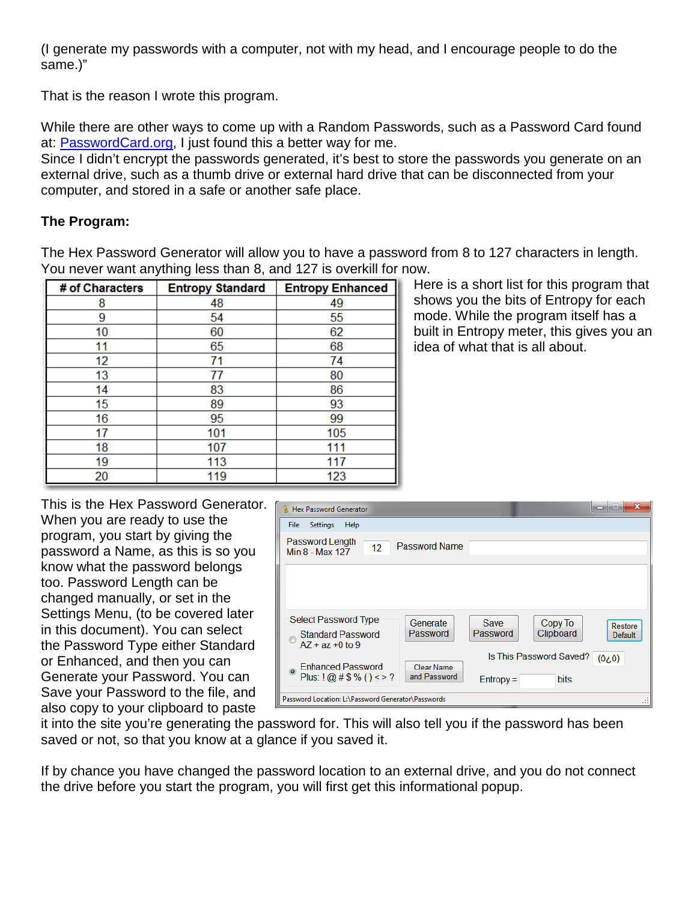(I generate my passwords with a computer, not with my head, and I encourage people to do the same.)"

That is the reason I wrote this program.

While there are other ways to come up with a Random Passwords, such as a Password Card found at: [PasswordCard.org](http://PasswordCard.org), I just found this a better way for me.
Since I didn't encrypt the passwords generated, it's best to store the passwords you generate on an external drive, such as a thumb drive or external hard drive that can be disconnected from your computer, and stored in a safe or another safe place.

**The Program:**

The Hex Password Generator will allow you to have a password from 8 to 127 characters in length. You never want anything less than 8, and 127 is overkill for now.

| # of Characters | Entropy Standard | Entropy Enhanced |
|---|---|---|
| 8 | 48 | 49 |
| 9 | 54 | 55 |
| 10 | 60 | 62 |
| 11 | 65 | 68 |
| 12 | 71 | 74 |
| 13 | 77 | 80 |
| 14 | 83 | 86 |
| 15 | 89 | 93 |
| 16 | 95 | 99 |
| 17 | 101 | 105 |
| 18 | 107 | 111 |
| 19 | 113 | 117 |
| 20 | 119 | 123 |

Here is a short list for this program that shows you the bits of Entropy for each mode. While the program itself has a built in Entropy meter, this gives you an idea of what that is all about.

This is the Hex Password Generator. When you are ready to use the program, you start by giving the password a Name, as this is so you know what the password belongs too. Password Length can be changed manually, or set in the Settings Menu, (to be covered later in this document). You can select the Password Type either Standard or Enhanced, and then you can Generate your Password. You can Save your Password to the file, and also copy to your clipboard to paste it into the site you're generating the password for. This will also tell you if the password has been saved or not, so that you know at a glance if you saved it.

If by chance you have changed the password location to an external drive, and you do not connect the drive before you start the program, you will first get this informational popup.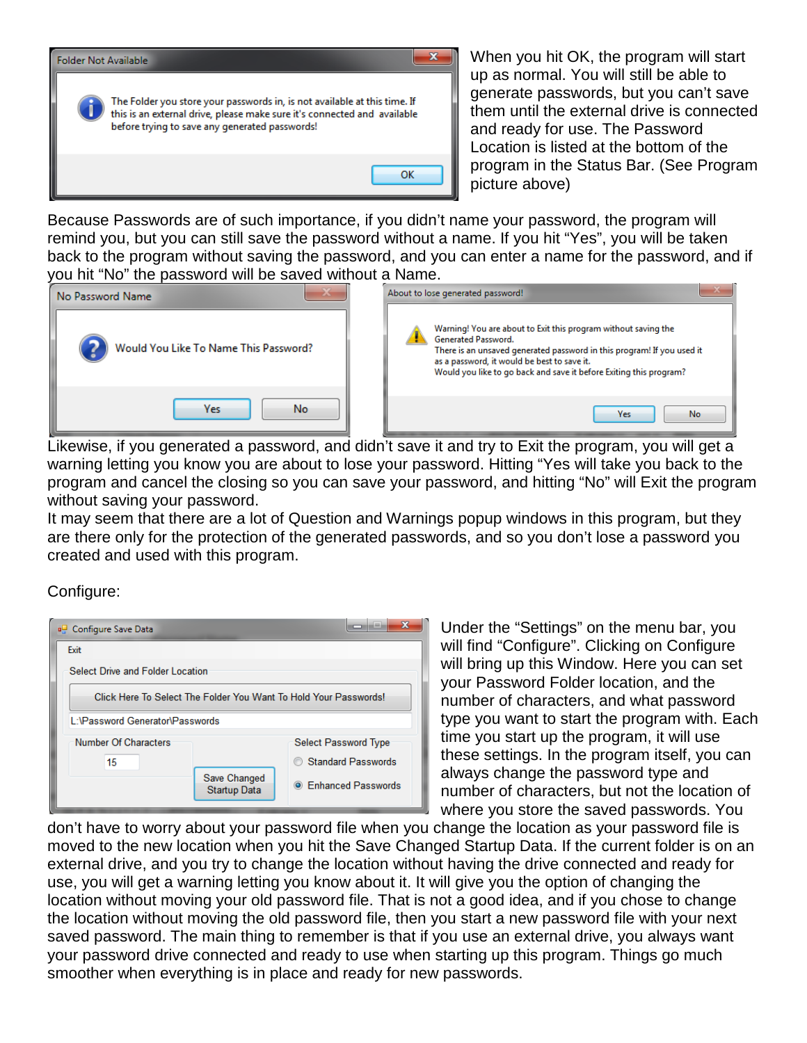When you hit OK, the program will start up as normal. You will still be able to generate passwords, but you can't save them until the external drive is connected and ready for use. The Password Location is listed at the bottom of the program in the Status Bar. (See Program picture above)

Because Passwords are of such importance, if you didn't name your password, the program will remind you, but you can still save the password without a name. If you hit "Yes", you will be taken back to the program without saving the password, and you can enter a name for the password, and if you hit "No" the password will be saved without a Name.

Likewise, if you generated a password, and didn't save it and try to Exit the program, you will get a warning letting you know you are about to lose your password. Hitting "Yes will take you back to the program and cancel the closing so you can save your password, and hitting "No" will Exit the program without saving your password.

It may seem that there are a lot of Question and Warnings popup windows in this program, but they are there only for the protection of the generated passwords, and so you don't lose a password you created and used with this program.

Configure:

Under the "Settings" on the menu bar, you will find "Configure". Clicking on Configure will bring up this Window. Here you can set your Password Folder location, and the number of characters, and what password type you want to start the program with. Each time you start up the program, it will use these settings. In the program itself, you can always change the password type and number of characters, but not the location of where you store the saved passwords. You don't have to worry about your password file when you change the location as your password file is moved to the new location when you hit the Save Changed Startup Data. If the current folder is on an external drive, and you try to change the location without having the drive connected and ready for use, you will get a warning letting you know about it. It will give you the option of changing the location without moving your old password file. That is not a good idea, and if you chose to change the location without moving the old password file, then you start a new password file with your next saved password. The main thing to remember is that if you use an external drive, you always want your password drive connected and ready to use when starting up this program. Things go much smoother when everything is in place and ready for new passwords.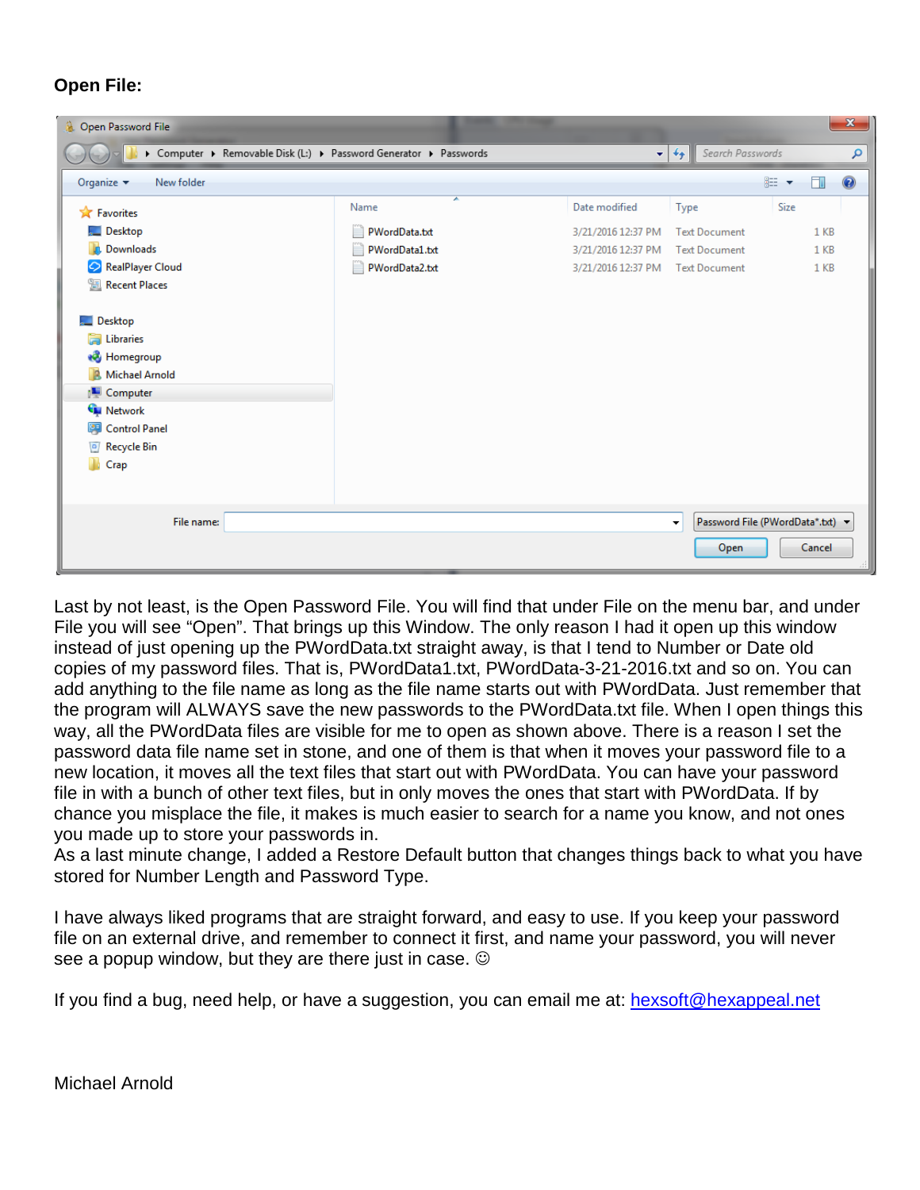**Open File:**

Last by not least, is the Open Password File. You will find that under File on the menu bar, and under File you will see "Open". That brings up this Window. The only reason I had it open up this window instead of just opening up the PWordData.txt straight away, is that I tend to Number or Date old copies of my password files. That is, PWordData1.txt, PWordData-3-21-2016.txt and so on. You can add anything to the file name as long as the file name starts out with PWordData. Just remember that the program will ALWAYS save the new passwords to the PWordData.txt file. When I open things this way, all the PWordData files are visible for me to open as shown above. There is a reason I set the password data file name set in stone, and one of them is that when it moves your password file to a new location, it moves all the text files that start out with PWordData. You can have your password file in with a bunch of other text files, but in only moves the ones that start with PWordData. If by chance you misplace the file, it makes is much easier to search for a name you know, and not ones you made up to store your passwords in.
As a last minute change, I added a Restore Default button that changes things back to what you have stored for Number Length and Password Type.

I have always liked programs that are straight forward, and easy to use. If you keep your password file on an external drive, and remember to connect it first, and name your password, you will never see a popup window, but they are there just in case. ☺

If you find a bug, need help, or have a suggestion, you can email me at: hexsoft@hexappeal.net

Michael Arnold